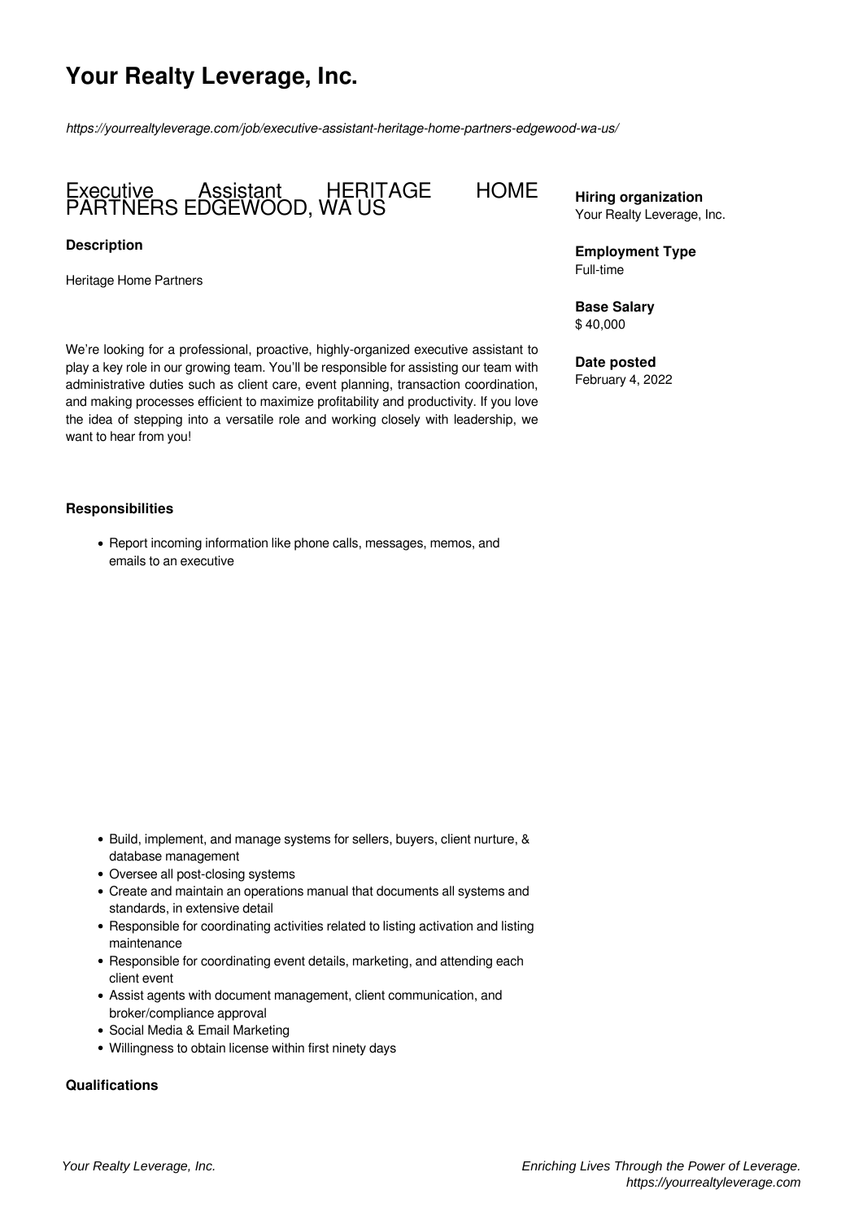# Your Realty Leverage, Inc.

*https://yourrealtyleverage.com/job/executive-assistant-heritage-home-partners-edgewood-wa-us/*

## Executive Assistant HERITAGE HOME PARTNERS EDGEWOOD, WA US

**Hiring organization**
Your Realty Leverage, Inc.

**Employment Type**
Full-time

**Base Salary**
$ 40,000

**Date posted**
February 4, 2022

### Description

Heritage Home Partners

We're looking for a professional, proactive, highly-organized executive assistant to play a key role in our growing team. You'll be responsible for assisting our team with administrative duties such as client care, event planning, transaction coordination, and making processes efficient to maximize profitability and productivity. If you love the idea of stepping into a versatile role and working closely with leadership, we want to hear from you!

### Responsibilities

- Report incoming information like phone calls, messages, memos, and emails to an executive
- Build, implement, and manage systems for sellers, buyers, client nurture, & database management
- Oversee all post-closing systems
- Create and maintain an operations manual that documents all systems and standards, in extensive detail
- Responsible for coordinating activities related to listing activation and listing maintenance
- Responsible for coordinating event details, marketing, and attending each client event
- Assist agents with document management, client communication, and broker/compliance approval
- Social Media & Email Marketing
- Willingness to obtain license within first ninety days

### Qualifications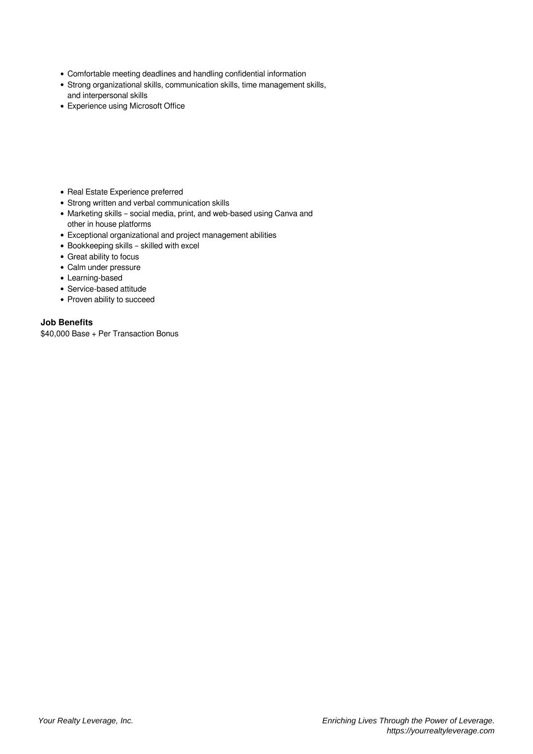- Comfortable meeting deadlines and handling confidential information
- Strong organizational skills, communication skills, time management skills, and interpersonal skills
- Experience using Microsoft Office

- Real Estate Experience preferred
- Strong written and verbal communication skills
- Marketing skills – social media, print, and web-based using Canva and other in house platforms
- Exceptional organizational and project management abilities
- Bookkeeping skills – skilled with excel
- Great ability to focus
- Calm under pressure
- Learning-based
- Service-based attitude
- Proven ability to succeed

**Job Benefits**

$40,000 Base + Per Transaction Bonus